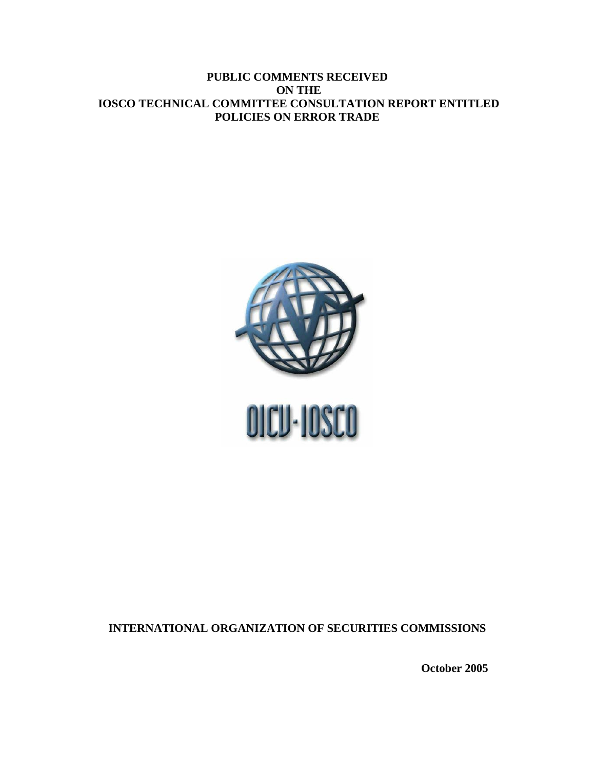# PUBLIC COMMENTS RECEIVED ON THE IOSCO TECHNICAL COMMITTEE CONSULTATION REPORT ENTITLED POLICIES ON ERROR TRADE

OICU-IOSCO

**INTERNATIONAL ORGANIZATION OF SECURITIES COMMISSIONS**

**October 2005**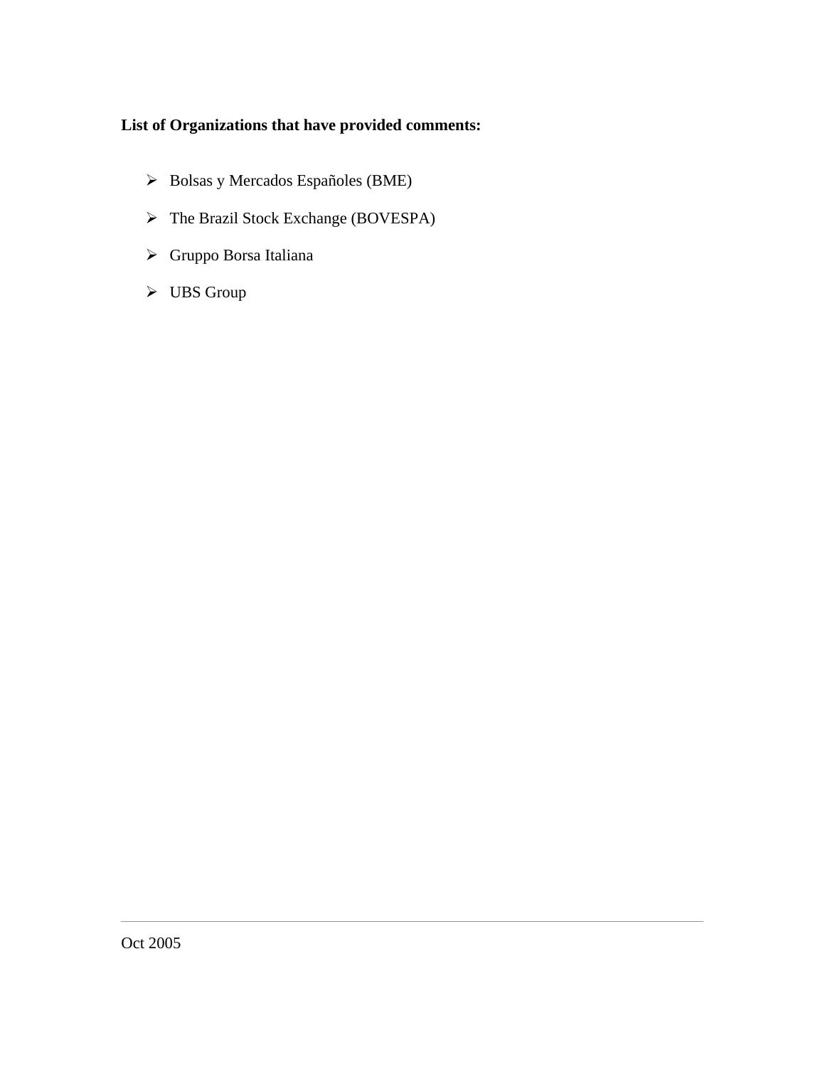**List of Organizations that have provided comments:**

- Bolsas y Mercados Españoles (BME)
- The Brazil Stock Exchange (BOVESPA)
- Gruppo Borsa Italiana
- UBS Group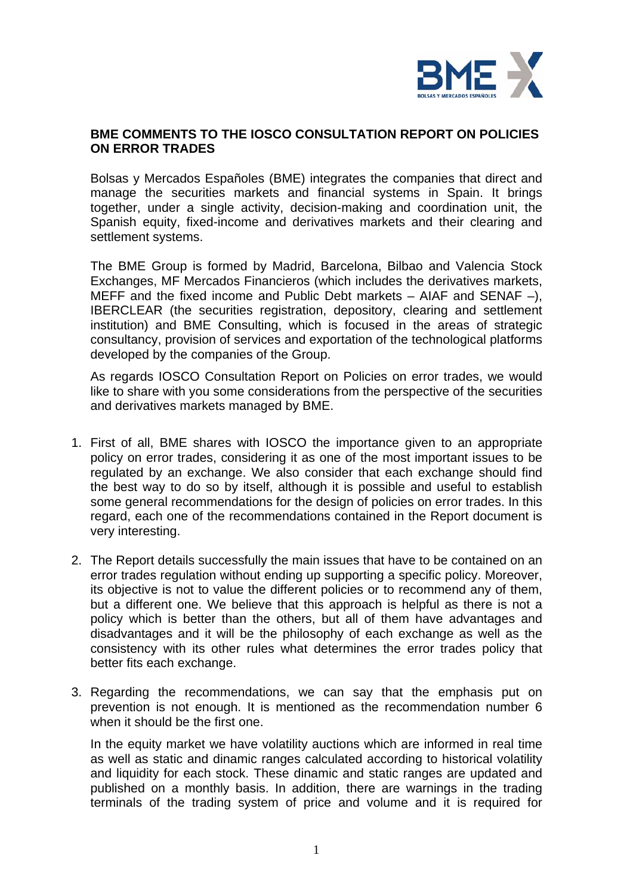## BME COMMENTS TO THE IOSCO CONSULTATION REPORT ON POLICIES ON ERROR TRADES

Bolsas y Mercados Españoles (BME) integrates the companies that direct and manage the securities markets and financial systems in Spain. It brings together, under a single activity, decision-making and coordination unit, the Spanish equity, fixed-income and derivatives markets and their clearing and settlement systems.

The BME Group is formed by Madrid, Barcelona, Bilbao and Valencia Stock Exchanges, MF Mercados Financieros (which includes the derivatives markets, MEFF and the fixed income and Public Debt markets – AIAF and SENAF –), IBERCLEAR (the securities registration, depository, clearing and settlement institution) and BME Consulting, which is focused in the areas of strategic consultancy, provision of services and exportation of the technological platforms developed by the companies of the Group.

As regards IOSCO Consultation Report on Policies on error trades, we would like to share with you some considerations from the perspective of the securities and derivatives markets managed by BME.

1. First of all, BME shares with IOSCO the importance given to an appropriate policy on error trades, considering it as one of the most important issues to be regulated by an exchange. We also consider that each exchange should find the best way to do so by itself, although it is possible and useful to establish some general recommendations for the design of policies on error trades. In this regard, each one of the recommendations contained in the Report document is very interesting.

2. The Report details successfully the main issues that have to be contained on an error trades regulation without ending up supporting a specific policy. Moreover, its objective is not to value the different policies or to recommend any of them, but a different one. We believe that this approach is helpful as there is not a policy which is better than the others, but all of them have advantages and disadvantages and it will be the philosophy of each exchange as well as the consistency with its other rules what determines the error trades policy that better fits each exchange.

3. Regarding the recommendations, we can say that the emphasis put on prevention is not enough. It is mentioned as the recommendation number 6 when it should be the first one.

   In the equity market we have volatility auctions which are informed in real time as well as static and dinamic ranges calculated according to historical volatility and liquidity for each stock. These dinamic and static ranges are updated and published on a monthly basis. In addition, there are warnings in the trading terminals of the trading system of price and volume and it is required for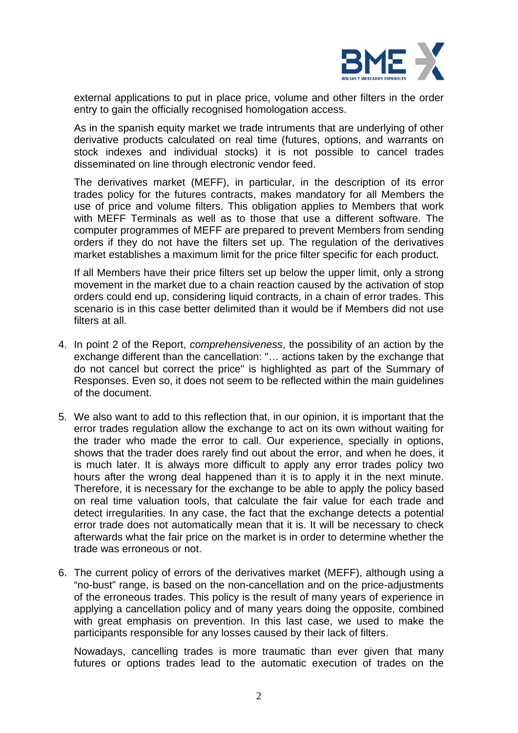external applications to put in place price, volume and other filters in the order entry to gain the officially recognised homologation access.

As in the spanish equity market we trade intruments that are underlying of other derivative products calculated on real time (futures, options, and warrants on stock indexes and individual stocks) it is not possible to cancel trades disseminated on line through electronic vendor feed.

The derivatives market (MEFF), in particular, in the description of its error trades policy for the futures contracts, makes mandatory for all Members the use of price and volume filters. This obligation applies to Members that work with MEFF Terminals as well as to those that use a different software. The computer programmes of MEFF are prepared to prevent Members from sending orders if they do not have the filters set up. The regulation of the derivatives market establishes a maximum limit for the price filter specific for each product.

If all Members have their price filters set up below the upper limit, only a strong movement in the market due to a chain reaction caused by the activation of stop orders could end up, considering liquid contracts, in a chain of error trades. This scenario is in this case better delimited than it would be if Members did not use filters at all.

4. In point 2 of the Report, *comprehensiveness*, the possibility of an action by the exchange different than the cancellation: "… actions taken by the exchange that do not cancel but correct the price" is highlighted as part of the Summary of Responses. Even so, it does not seem to be reflected within the main guidelines of the document.

5. We also want to add to this reflection that, in our opinion, it is important that the error trades regulation allow the exchange to act on its own without waiting for the trader who made the error to call. Our experience, specially in options, shows that the trader does rarely find out about the error, and when he does, it is much later. It is always more difficult to apply any error trades policy two hours after the wrong deal happened than it is to apply it in the next minute. Therefore, it is necessary for the exchange to be able to apply the policy based on real time valuation tools, that calculate the fair value for each trade and detect irregularities. In any case, the fact that the exchange detects a potential error trade does not automatically mean that it is. It will be necessary to check afterwards what the fair price on the market is in order to determine whether the trade was erroneous or not.

6. The current policy of errors of the derivatives market (MEFF), although using a "no-bust" range, is based on the non-cancellation and on the price-adjustments of the erroneous trades. This policy is the result of many years of experience in applying a cancellation policy and of many years doing the opposite, combined with great emphasis on prevention. In this last case, we used to make the participants responsible for any losses caused by their lack of filters.

   Nowadays, cancelling trades is more traumatic than ever given that many futures or options trades lead to the automatic execution of trades on the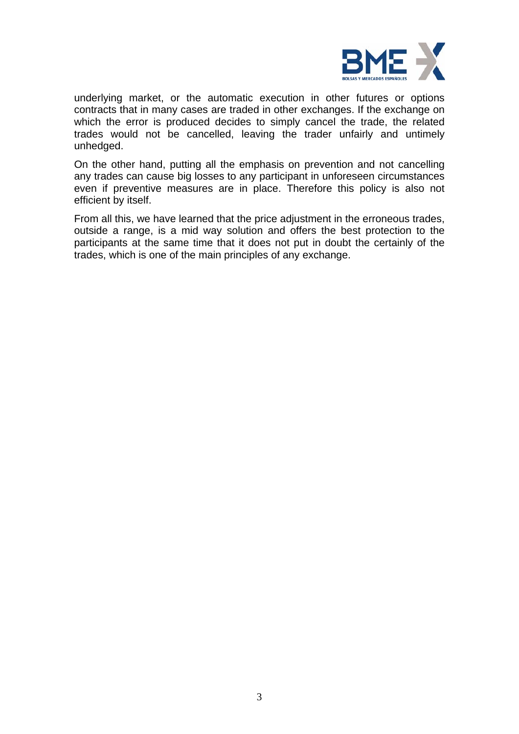underlying market, or the automatic execution in other futures or options contracts that in many cases are traded in other exchanges. If the exchange on which the error is produced decides to simply cancel the trade, the related trades would not be cancelled, leaving the trader unfairly and untimely unhedged.

On the other hand, putting all the emphasis on prevention and not cancelling any trades can cause big losses to any participant in unforeseen circumstances even if preventive measures are in place. Therefore this policy is also not efficient by itself.

From all this, we have learned that the price adjustment in the erroneous trades, outside a range, is a mid way solution and offers the best protection to the participants at the same time that it does not put in doubt the certainly of the trades, which is one of the main principles of any exchange.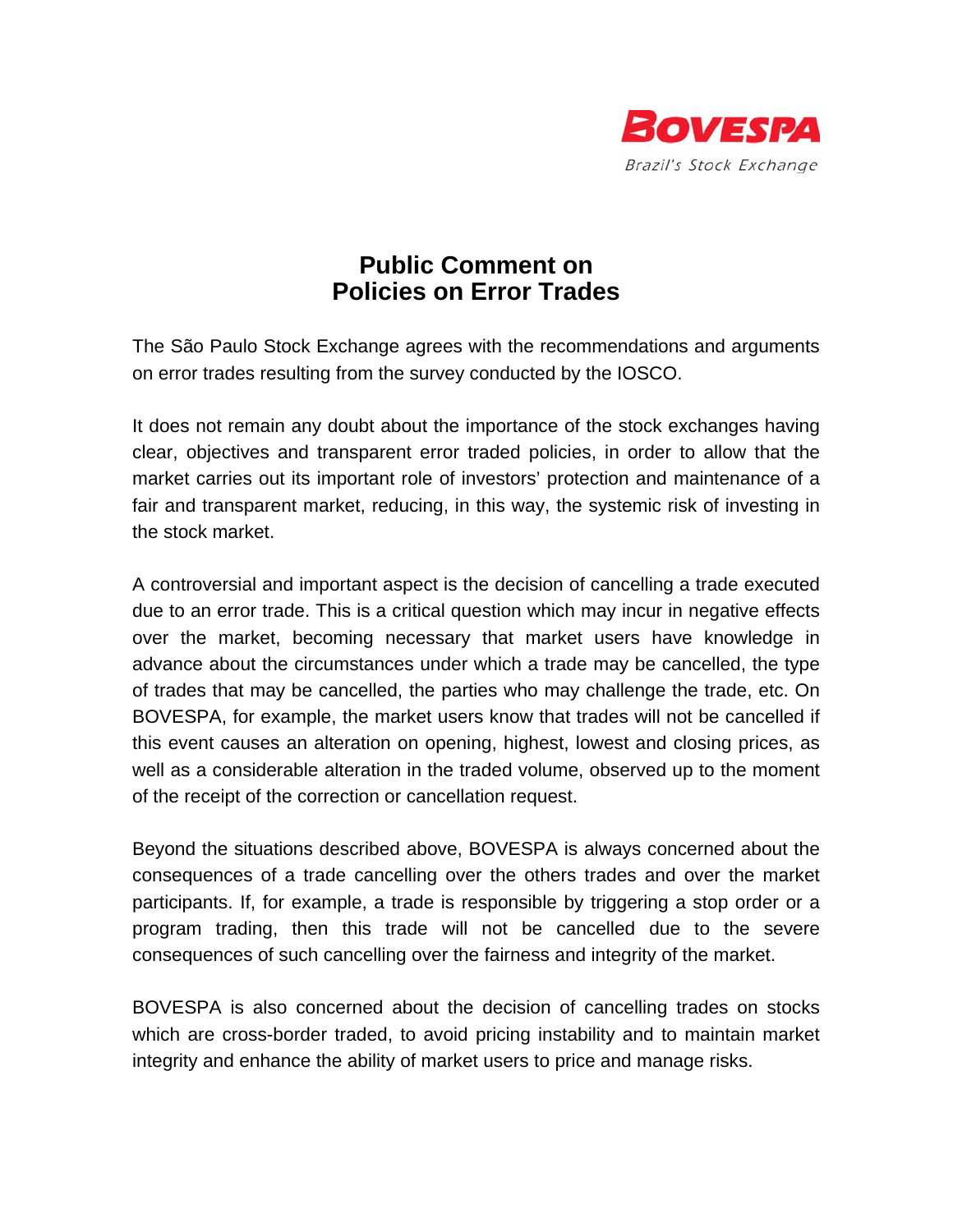BOVESPA

Brazil's Stock Exchange

# Public Comment on Policies on Error Trades

The São Paulo Stock Exchange agrees with the recommendations and arguments on error trades resulting from the survey conducted by the IOSCO.

It does not remain any doubt about the importance of the stock exchanges having clear, objectives and transparent error traded policies, in order to allow that the market carries out its important role of investors' protection and maintenance of a fair and transparent market, reducing, in this way, the systemic risk of investing in the stock market.

A controversial and important aspect is the decision of cancelling a trade executed due to an error trade. This is a critical question which may incur in negative effects over the market, becoming necessary that market users have knowledge in advance about the circumstances under which a trade may be cancelled, the type of trades that may be cancelled, the parties who may challenge the trade, etc. On BOVESPA, for example, the market users know that trades will not be cancelled if this event causes an alteration on opening, highest, lowest and closing prices, as well as a considerable alteration in the traded volume, observed up to the moment of the receipt of the correction or cancellation request.

Beyond the situations described above, BOVESPA is always concerned about the consequences of a trade cancelling over the others trades and over the market participants. If, for example, a trade is responsible by triggering a stop order or a program trading, then this trade will not be cancelled due to the severe consequences of such cancelling over the fairness and integrity of the market.

BOVESPA is also concerned about the decision of cancelling trades on stocks which are cross-border traded, to avoid pricing instability and to maintain market integrity and enhance the ability of market users to price and manage risks.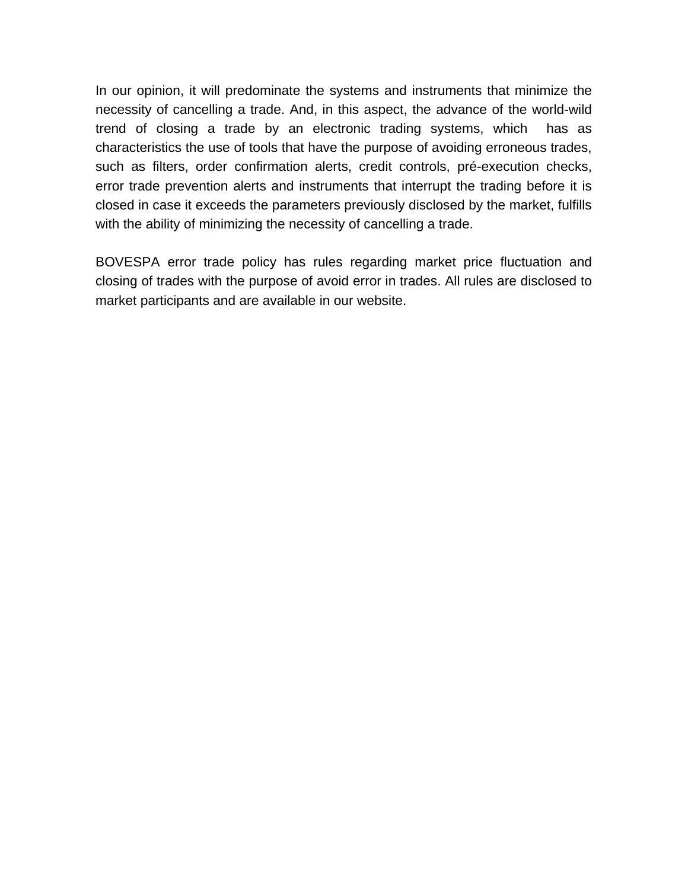In our opinion, it will predominate the systems and instruments that minimize the necessity of cancelling a trade. And, in this aspect, the advance of the world-wild trend of closing a trade by an electronic trading systems, which has as characteristics the use of tools that have the purpose of avoiding erroneous trades, such as filters, order confirmation alerts, credit controls, pré-execution checks, error trade prevention alerts and instruments that interrupt the trading before it is closed in case it exceeds the parameters previously disclosed by the market, fulfills with the ability of minimizing the necessity of cancelling a trade.

BOVESPA error trade policy has rules regarding market price fluctuation and closing of trades with the purpose of avoid error in trades. All rules are disclosed to market participants and are available in our website.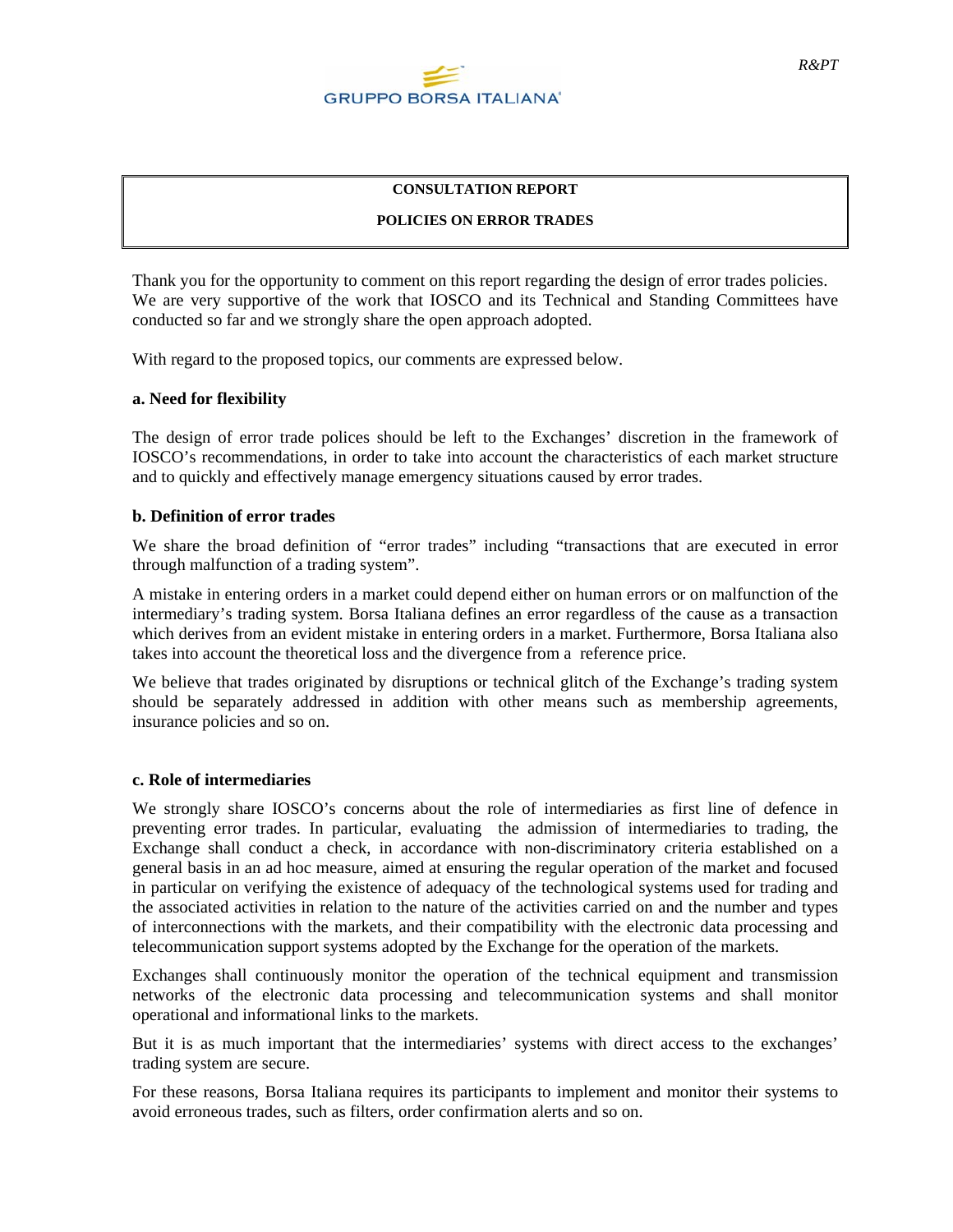R&PT

GRUPPO BORSA ITALIANA

**CONSULTATION REPORT**

**POLICIES ON ERROR TRADES**

Thank you for the opportunity to comment on this report regarding the design of error trades policies. We are very supportive of the work that IOSCO and its Technical and Standing Committees have conducted so far and we strongly share the open approach adopted.

With regard to the proposed topics, our comments are expressed below.

**a. Need for flexibility**

The design of error trade polices should be left to the Exchanges' discretion in the framework of IOSCO's recommendations, in order to take into account the characteristics of each market structure and to quickly and effectively manage emergency situations caused by error trades.

**b. Definition of error trades**

We share the broad definition of "error trades" including "transactions that are executed in error through malfunction of a trading system".

A mistake in entering orders in a market could depend either on human errors or on malfunction of the intermediary's trading system. Borsa Italiana defines an error regardless of the cause as a transaction which derives from an evident mistake in entering orders in a market. Furthermore, Borsa Italiana also takes into account the theoretical loss and the divergence from a reference price.

We believe that trades originated by disruptions or technical glitch of the Exchange's trading system should be separately addressed in addition with other means such as membership agreements, insurance policies and so on.

**c. Role of intermediaries**

We strongly share IOSCO's concerns about the role of intermediaries as first line of defence in preventing error trades. In particular, evaluating the admission of intermediaries to trading, the Exchange shall conduct a check, in accordance with non-discriminatory criteria established on a general basis in an ad hoc measure, aimed at ensuring the regular operation of the market and focused in particular on verifying the existence of adequacy of the technological systems used for trading and the associated activities in relation to the nature of the activities carried on and the number and types of interconnections with the markets, and their compatibility with the electronic data processing and telecommunication support systems adopted by the Exchange for the operation of the markets.

Exchanges shall continuously monitor the operation of the technical equipment and transmission networks of the electronic data processing and telecommunication systems and shall monitor operational and informational links to the markets.

But it is as much important that the intermediaries' systems with direct access to the exchanges' trading system are secure.

For these reasons, Borsa Italiana requires its participants to implement and monitor their systems to avoid erroneous trades, such as filters, order confirmation alerts and so on.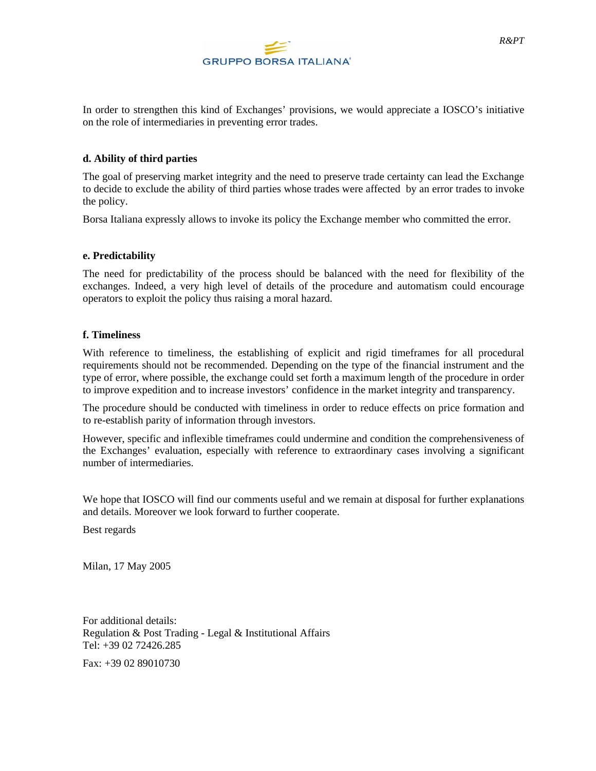In order to strengthen this kind of Exchanges' provisions, we would appreciate a IOSCO's initiative on the role of intermediaries in preventing error trades.

### d. Ability of third parties

The goal of preserving market integrity and the need to preserve trade certainty can lead the Exchange to decide to exclude the ability of third parties whose trades were affected by an error trades to invoke the policy.

Borsa Italiana expressly allows to invoke its policy the Exchange member who committed the error.

### e. Predictability

The need for predictability of the process should be balanced with the need for flexibility of the exchanges. Indeed, a very high level of details of the procedure and automatism could encourage operators to exploit the policy thus raising a moral hazard.

### f. Timeliness

With reference to timeliness, the establishing of explicit and rigid timeframes for all procedural requirements should not be recommended. Depending on the type of the financial instrument and the type of error, where possible, the exchange could set forth a maximum length of the procedure in order to improve expedition and to increase investors' confidence in the market integrity and transparency.

The procedure should be conducted with timeliness in order to reduce effects on price formation and to re-establish parity of information through investors.

However, specific and inflexible timeframes could undermine and condition the comprehensiveness of the Exchanges' evaluation, especially with reference to extraordinary cases involving a significant number of intermediaries.

We hope that IOSCO will find our comments useful and we remain at disposal for further explanations and details. Moreover we look forward to further cooperate.

Best regards

Milan, 17 May 2005

For additional details:
Regulation & Post Trading - Legal & Institutional Affairs
Tel: +39 02 72426.285

Fax: +39 02 89010730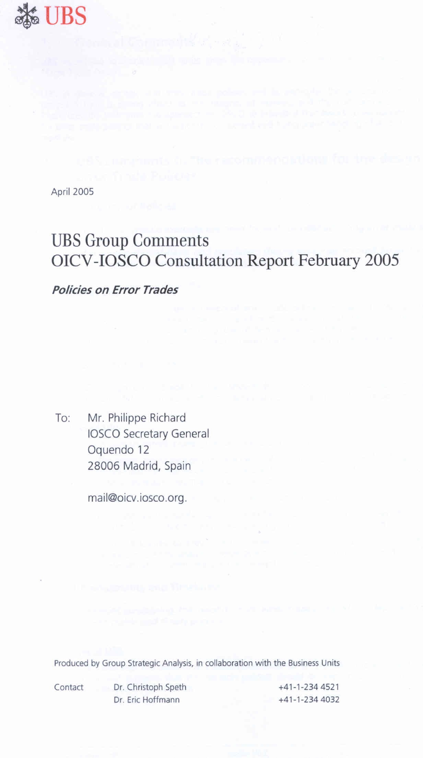# UBS

April 2005

# UBS Group Comments
# OICV-IOSCO Consultation Report February 2005

***Policies on Error Trades***

To: Mr. Philippe Richard
IOSCO Secretary General
Oquendo 12
28006 Madrid, Spain

mail@oicv.iosco.org.

Produced by Group Strategic Analysis, in collaboration with the Business Units

Contact Dr. Christoph Speth +41-1-234 4521
Dr. Eric Hoffmann +41-1-234 4032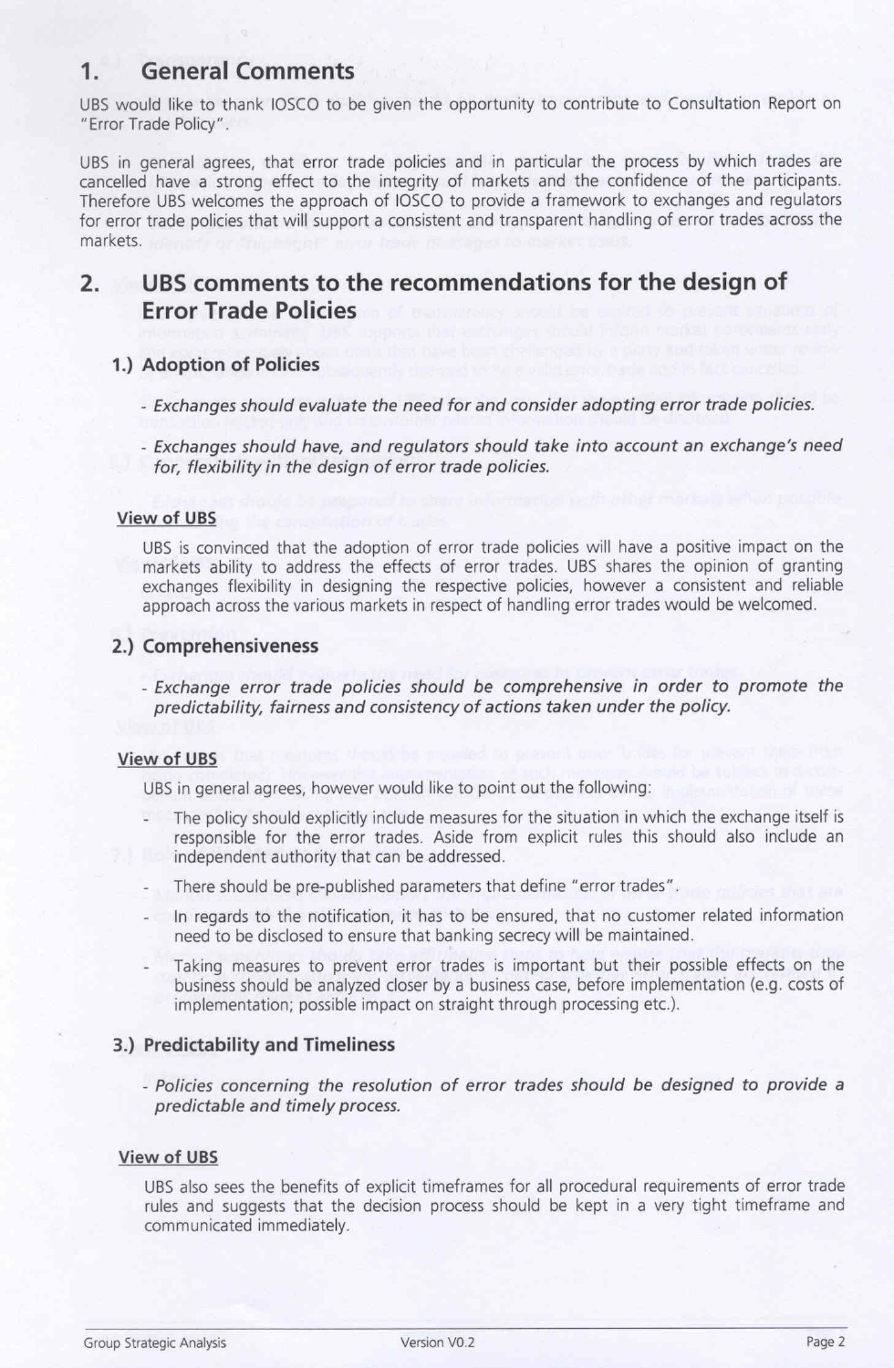# 1. General Comments

UBS would like to thank IOSCO to be given the opportunity to contribute to Consultation Report on "Error Trade Policy".

UBS in general agrees, that error trade policies and in particular the process by which trades are cancelled have a strong effect to the integrity of markets and the confidence of the participants. Therefore UBS welcomes the approach of IOSCO to provide a framework to exchanges and regulators for error trade policies that will support a consistent and transparent handling of error trades across the markets.

# 2. UBS comments to the recommendations for the design of Error Trade Policies

## 1.) Adoption of Policies

- *Exchanges should evaluate the need for and consider adopting error trade policies.*
- *Exchanges should have, and regulators should take into account an exchange's need for, flexibility in the design of error trade policies.*

<u>View of UBS</u>

UBS is convinced that the adoption of error trade policies will have a positive impact on the markets ability to address the effects of error trades. UBS shares the opinion of granting exchanges flexibility in designing the respective policies, however a consistent and reliable approach across the various markets in respect of handling error trades would be welcomed.

## 2.) Comprehensiveness

- *Exchange error trade policies should be comprehensive in order to promote the predictability, fairness and consistency of actions taken under the policy.*

<u>View of UBS</u>

UBS in general agrees, however would like to point out the following:

- The policy should explicitly include measures for the situation in which the exchange itself is responsible for the error trades. Aside from explicit rules this should also include an independent authority that can be addressed.
- There should be pre-published parameters that define "error trades".
- In regards to the notification, it has to be ensured, that no customer related information need to be disclosed to ensure that banking secrecy will be maintained.
- Taking measures to prevent error trades is important but their possible effects on the business should be analyzed closer by a business case, before implementation (e.g. costs of implementation; possible impact on straight through processing etc.).

## 3.) Predictability and Timeliness

- *Policies concerning the resolution of error trades should be designed to provide a predictable and timely process.*

<u>View of UBS</u>

UBS also sees the benefits of explicit timeframes for all procedural requirements of error trade rules and suggests that the decision process should be kept in a very tight timeframe and communicated immediately.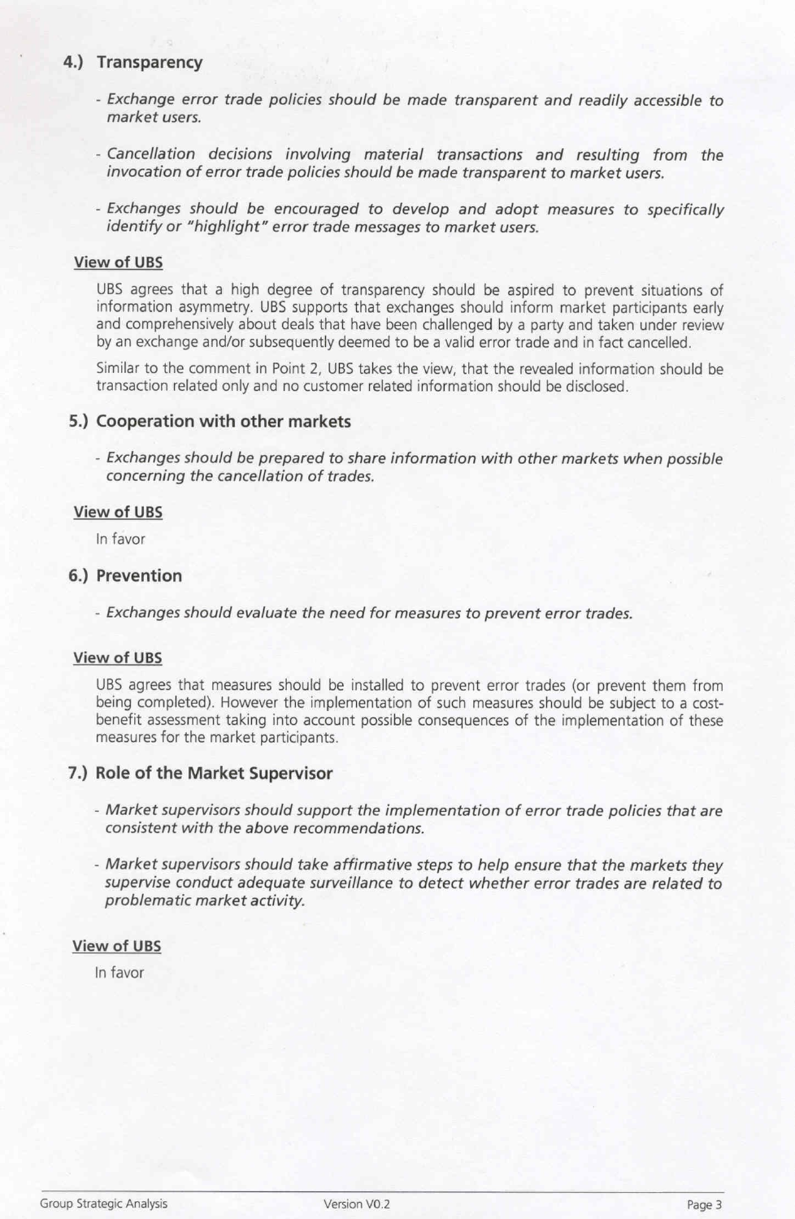## 4.) Transparency

- *Exchange error trade policies should be made transparent and readily accessible to market users.*
- *Cancellation decisions involving material transactions and resulting from the invocation of error trade policies should be made transparent to market users.*
- *Exchanges should be encouraged to develop and adopt measures to specifically identify or "highlight" error trade messages to market users.*

**View of UBS**

UBS agrees that a high degree of transparency should be aspired to prevent situations of information asymmetry. UBS supports that exchanges should inform market participants early and comprehensively about deals that have been challenged by a party and taken under review by an exchange and/or subsequently deemed to be a valid error trade and in fact cancelled.

Similar to the comment in Point 2, UBS takes the view, that the revealed information should be transaction related only and no customer related information should be disclosed.

## 5.) Cooperation with other markets

- *Exchanges should be prepared to share information with other markets when possible concerning the cancellation of trades.*

**View of UBS**

In favor

## 6.) Prevention

- *Exchanges should evaluate the need for measures to prevent error trades.*

**View of UBS**

UBS agrees that measures should be installed to prevent error trades (or prevent them from being completed). However the implementation of such measures should be subject to a cost-benefit assessment taking into account possible consequences of the implementation of these measures for the market participants.

## 7.) Role of the Market Supervisor

- *Market supervisors should support the implementation of error trade policies that are consistent with the above recommendations.*
- *Market supervisors should take affirmative steps to help ensure that the markets they supervise conduct adequate surveillance to detect whether error trades are related to problematic market activity.*

**View of UBS**

In favor